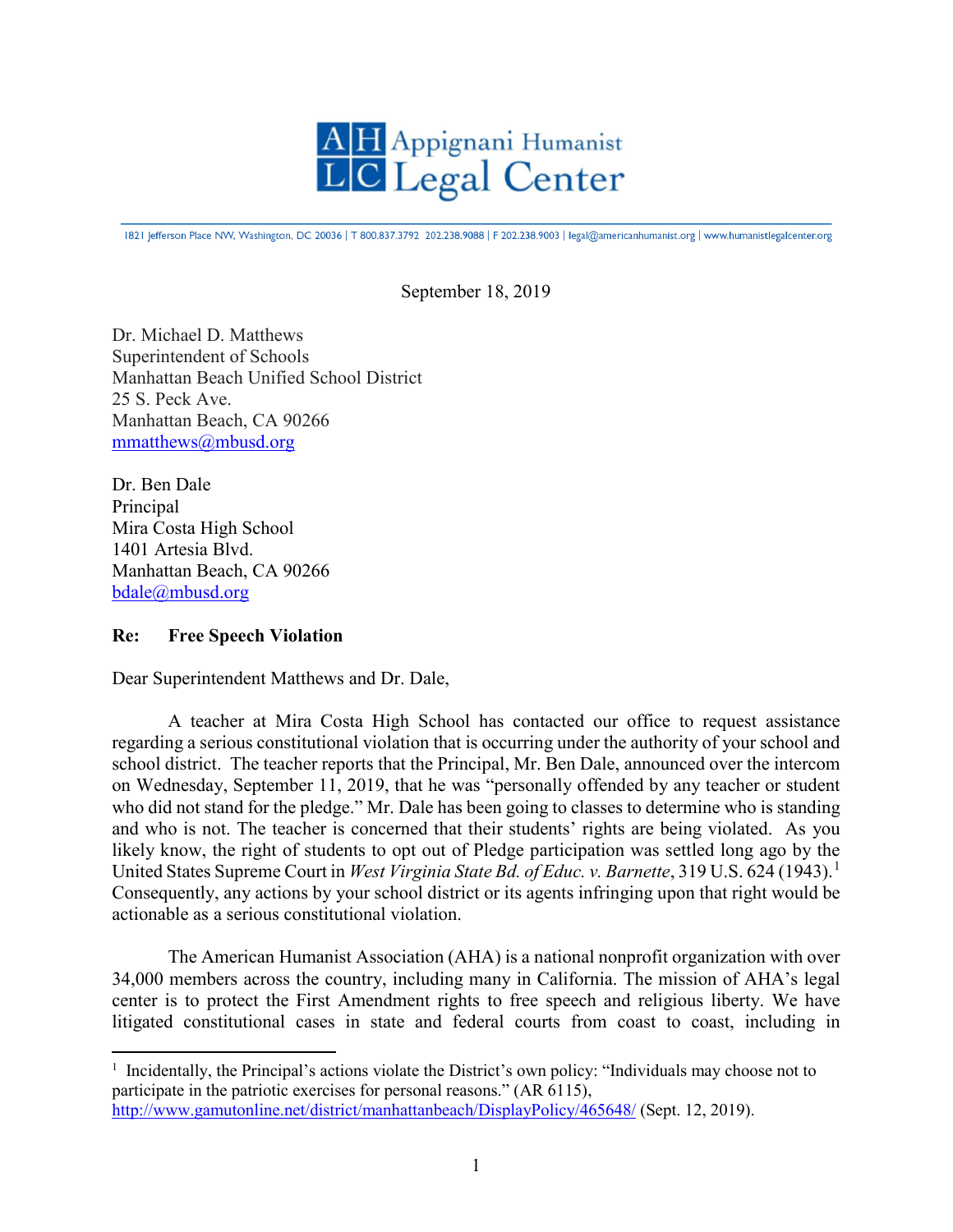# Appignani Humanist Legal Center

1821 Jefferson Place NW, Washington, DC 20036 | T 800.837.3792 202.238.9088 | F 202.238.9003 | legal@americanhumanist.org | www.humanistlegalcenter.org

September 18, 2019

Dr. Michael D. Matthews
Superintendent of Schools
Manhattan Beach Unified School District
25 S. Peck Ave.
Manhattan Beach, CA 90266
mmatthews@mbusd.org

Dr. Ben Dale
Principal
Mira Costa High School
1401 Artesia Blvd.
Manhattan Beach, CA 90266
bdale@mbusd.org

**Re: Free Speech Violation**

Dear Superintendent Matthews and Dr. Dale,

A teacher at Mira Costa High School has contacted our office to request assistance regarding a serious constitutional violation that is occurring under the authority of your school and school district. The teacher reports that the Principal, Mr. Ben Dale, announced over the intercom on Wednesday, September 11, 2019, that he was "personally offended by any teacher or student who did not stand for the pledge." Mr. Dale has been going to classes to determine who is standing and who is not. The teacher is concerned that their students' rights are being violated. As you likely know, the right of students to opt out of Pledge participation was settled long ago by the United States Supreme Court in *West Virginia State Bd. of Educ. v. Barnette*, 319 U.S. 624 (1943).[1] Consequently, any actions by your school district or its agents infringing upon that right would be actionable as a serious constitutional violation.

The American Humanist Association (AHA) is a national nonprofit organization with over 34,000 members across the country, including many in California. The mission of AHA's legal center is to protect the First Amendment rights to free speech and religious liberty. We have litigated constitutional cases in state and federal courts from coast to coast, including in

---

[1] Incidentally, the Principal's actions violate the District's own policy: "Individuals may choose not to participate in the patriotic exercises for personal reasons." (AR 6115), http://www.gamutonline.net/district/manhattanbeach/DisplayPolicy/465648/ (Sept. 12, 2019).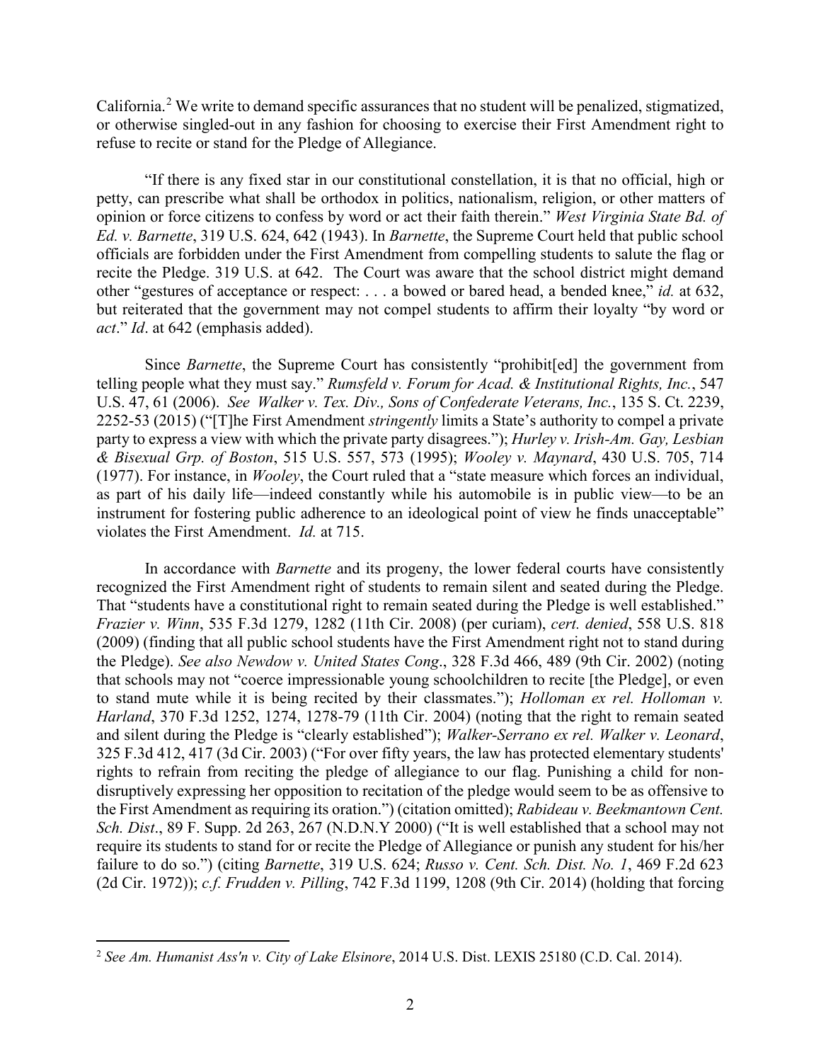California.[2] We write to demand specific assurances that no student will be penalized, stigmatized, or otherwise singled-out in any fashion for choosing to exercise their First Amendment right to refuse to recite or stand for the Pledge of Allegiance.

"If there is any fixed star in our constitutional constellation, it is that no official, high or petty, can prescribe what shall be orthodox in politics, nationalism, religion, or other matters of opinion or force citizens to confess by word or act their faith therein." *West Virginia State Bd. of Ed. v. Barnette*, 319 U.S. 624, 642 (1943). In *Barnette*, the Supreme Court held that public school officials are forbidden under the First Amendment from compelling students to salute the flag or recite the Pledge. 319 U.S. at 642. The Court was aware that the school district might demand other "gestures of acceptance or respect: . . . a bowed or bared head, a bended knee," *id.* at 632, but reiterated that the government may not compel students to affirm their loyalty "by word or *act*." *Id*. at 642 (emphasis added).

Since *Barnette*, the Supreme Court has consistently "prohibit[ed] the government from telling people what they must say." *Rumsfeld v. Forum for Acad. & Institutional Rights, Inc.*, 547 U.S. 47, 61 (2006). *See Walker v. Tex. Div., Sons of Confederate Veterans, Inc.*, 135 S. Ct. 2239, 2252-53 (2015) ("[T]he First Amendment *stringently* limits a State's authority to compel a private party to express a view with which the private party disagrees."); *Hurley v. Irish-Am. Gay, Lesbian & Bisexual Grp. of Boston*, 515 U.S. 557, 573 (1995); *Wooley v. Maynard*, 430 U.S. 705, 714 (1977). For instance, in *Wooley*, the Court ruled that a "state measure which forces an individual, as part of his daily life—indeed constantly while his automobile is in public view—to be an instrument for fostering public adherence to an ideological point of view he finds unacceptable" violates the First Amendment. *Id.* at 715.

In accordance with *Barnette* and its progeny, the lower federal courts have consistently recognized the First Amendment right of students to remain silent and seated during the Pledge. That "students have a constitutional right to remain seated during the Pledge is well established." *Frazier v. Winn*, 535 F.3d 1279, 1282 (11th Cir. 2008) (per curiam), *cert. denied*, 558 U.S. 818 (2009) (finding that all public school students have the First Amendment right not to stand during the Pledge). *See also Newdow v. United States Cong*., 328 F.3d 466, 489 (9th Cir. 2002) (noting that schools may not "coerce impressionable young schoolchildren to recite [the Pledge], or even to stand mute while it is being recited by their classmates."); *Holloman ex rel. Holloman v. Harland*, 370 F.3d 1252, 1274, 1278-79 (11th Cir. 2004) (noting that the right to remain seated and silent during the Pledge is "clearly established"); *Walker-Serrano ex rel. Walker v. Leonard*, 325 F.3d 412, 417 (3d Cir. 2003) ("For over fifty years, the law has protected elementary students' rights to refrain from reciting the pledge of allegiance to our flag. Punishing a child for non-disruptively expressing her opposition to recitation of the pledge would seem to be as offensive to the First Amendment as requiring its oration.") (citation omitted); *Rabideau v. Beekmantown Cent. Sch. Dist*., 89 F. Supp. 2d 263, 267 (N.D.N.Y 2000) ("It is well established that a school may not require its students to stand for or recite the Pledge of Allegiance or punish any student for his/her failure to do so.") (citing *Barnette*, 319 U.S. 624; *Russo v. Cent. Sch. Dist. No. 1*, 469 F.2d 623 (2d Cir. 1972)); *c.f. Frudden v. Pilling*, 742 F.3d 1199, 1208 (9th Cir. 2014) (holding that forcing

[2] *See Am. Humanist Ass'n v. City of Lake Elsinore*, 2014 U.S. Dist. LEXIS 25180 (C.D. Cal. 2014).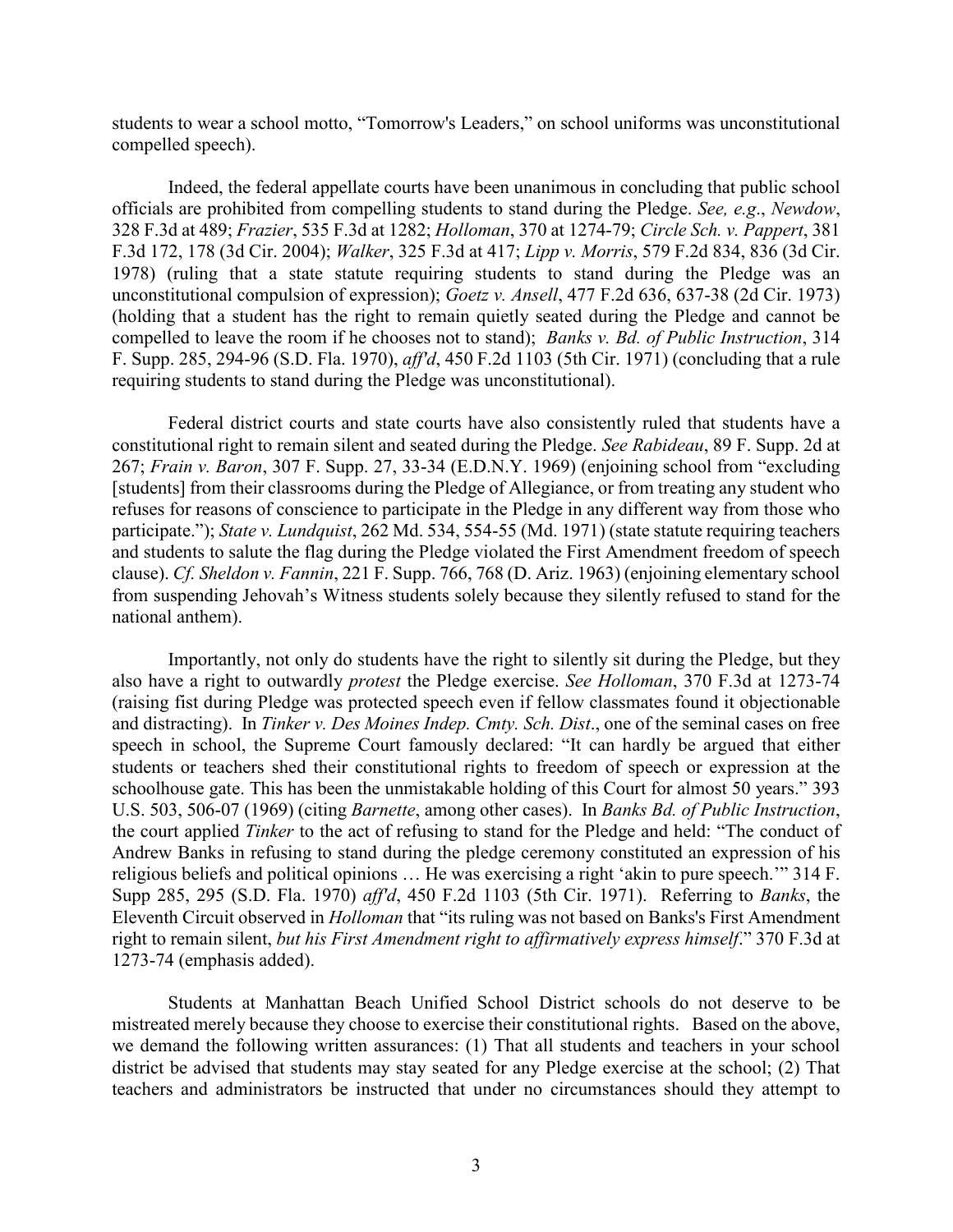students to wear a school motto, "Tomorrow's Leaders," on school uniforms was unconstitutional compelled speech).

Indeed, the federal appellate courts have been unanimous in concluding that public school officials are prohibited from compelling students to stand during the Pledge. *See, e.g.*, *Newdow*, 328 F.3d at 489; *Frazier*, 535 F.3d at 1282; *Holloman*, 370 at 1274-79; *Circle Sch. v. Pappert*, 381 F.3d 172, 178 (3d Cir. 2004); *Walker*, 325 F.3d at 417; *Lipp v. Morris*, 579 F.2d 834, 836 (3d Cir. 1978) (ruling that a state statute requiring students to stand during the Pledge was an unconstitutional compulsion of expression); *Goetz v. Ansell*, 477 F.2d 636, 637-38 (2d Cir. 1973) (holding that a student has the right to remain quietly seated during the Pledge and cannot be compelled to leave the room if he chooses not to stand); *Banks v. Bd. of Public Instruction*, 314 F. Supp. 285, 294-96 (S.D. Fla. 1970), *aff'd*, 450 F.2d 1103 (5th Cir. 1971) (concluding that a rule requiring students to stand during the Pledge was unconstitutional).

Federal district courts and state courts have also consistently ruled that students have a constitutional right to remain silent and seated during the Pledge. *See Rabideau*, 89 F. Supp. 2d at 267; *Frain v. Baron*, 307 F. Supp. 27, 33-34 (E.D.N.Y. 1969) (enjoining school from "excluding [students] from their classrooms during the Pledge of Allegiance, or from treating any student who refuses for reasons of conscience to participate in the Pledge in any different way from those who participate."); *State v. Lundquist*, 262 Md. 534, 554-55 (Md. 1971) (state statute requiring teachers and students to salute the flag during the Pledge violated the First Amendment freedom of speech clause). *Cf. Sheldon v. Fannin*, 221 F. Supp. 766, 768 (D. Ariz. 1963) (enjoining elementary school from suspending Jehovah's Witness students solely because they silently refused to stand for the national anthem).

Importantly, not only do students have the right to silently sit during the Pledge, but they also have a right to outwardly *protest* the Pledge exercise. *See Holloman*, 370 F.3d at 1273-74 (raising fist during Pledge was protected speech even if fellow classmates found it objectionable and distracting). In *Tinker v. Des Moines Indep. Cmty. Sch. Dist*., one of the seminal cases on free speech in school, the Supreme Court famously declared: "It can hardly be argued that either students or teachers shed their constitutional rights to freedom of speech or expression at the schoolhouse gate. This has been the unmistakable holding of this Court for almost 50 years." 393 U.S. 503, 506-07 (1969) (citing *Barnette*, among other cases). In *Banks Bd. of Public Instruction*, the court applied *Tinker* to the act of refusing to stand for the Pledge and held: "The conduct of Andrew Banks in refusing to stand during the pledge ceremony constituted an expression of his religious beliefs and political opinions … He was exercising a right 'akin to pure speech.'" 314 F. Supp 285, 295 (S.D. Fla. 1970) *aff'd*, 450 F.2d 1103 (5th Cir. 1971). Referring to *Banks*, the Eleventh Circuit observed in *Holloman* that "its ruling was not based on Banks's First Amendment right to remain silent, *but his First Amendment right to affirmatively express himself*." 370 F.3d at 1273-74 (emphasis added).

Students at Manhattan Beach Unified School District schools do not deserve to be mistreated merely because they choose to exercise their constitutional rights. Based on the above, we demand the following written assurances: (1) That all students and teachers in your school district be advised that students may stay seated for any Pledge exercise at the school; (2) That teachers and administrators be instructed that under no circumstances should they attempt to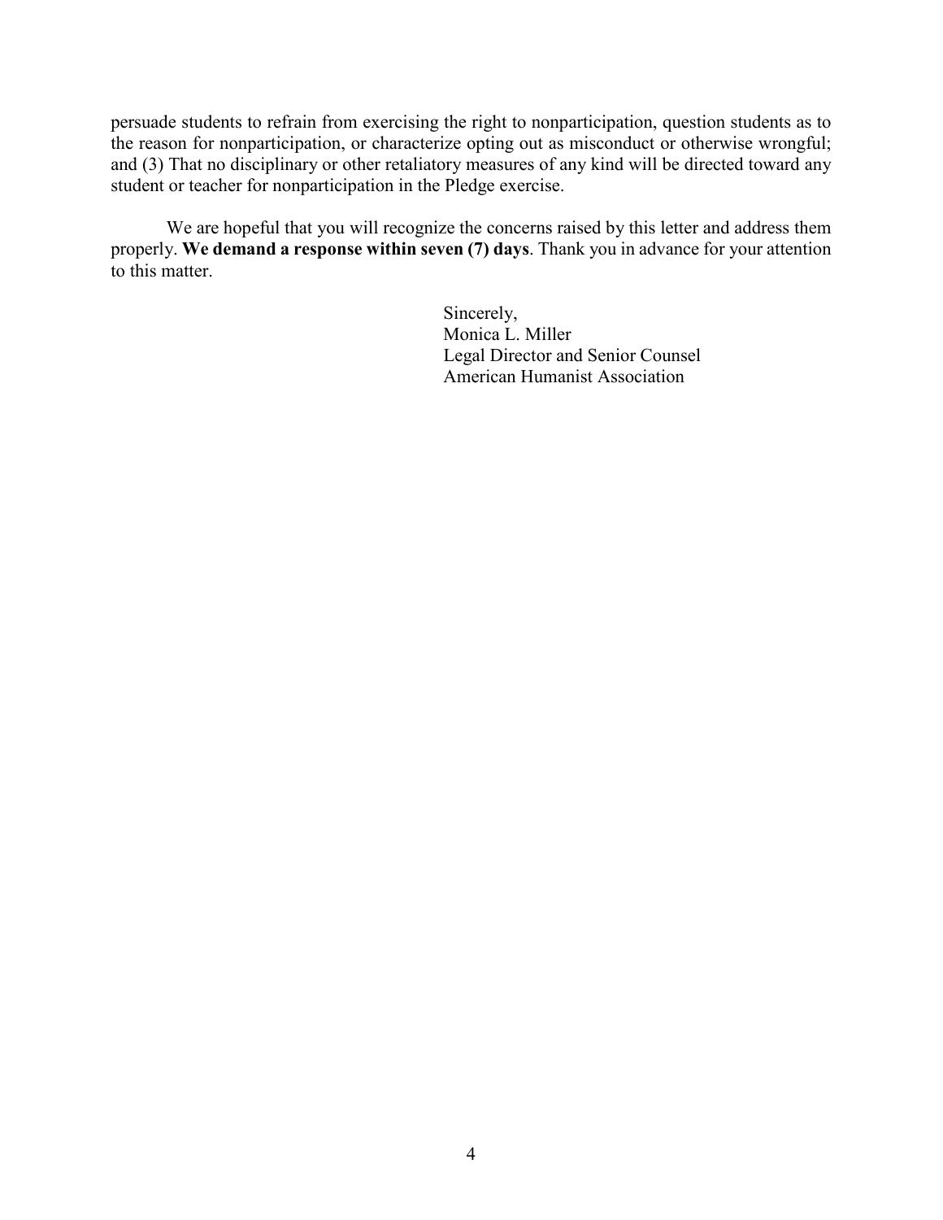persuade students to refrain from exercising the right to nonparticipation, question students as to the reason for nonparticipation, or characterize opting out as misconduct or otherwise wrongful; and (3) That no disciplinary or other retaliatory measures of any kind will be directed toward any student or teacher for nonparticipation in the Pledge exercise.

We are hopeful that you will recognize the concerns raised by this letter and address them properly. **We demand a response within seven (7) days**. Thank you in advance for your attention to this matter.

Sincerely,
Monica L. Miller
Legal Director and Senior Counsel
American Humanist Association